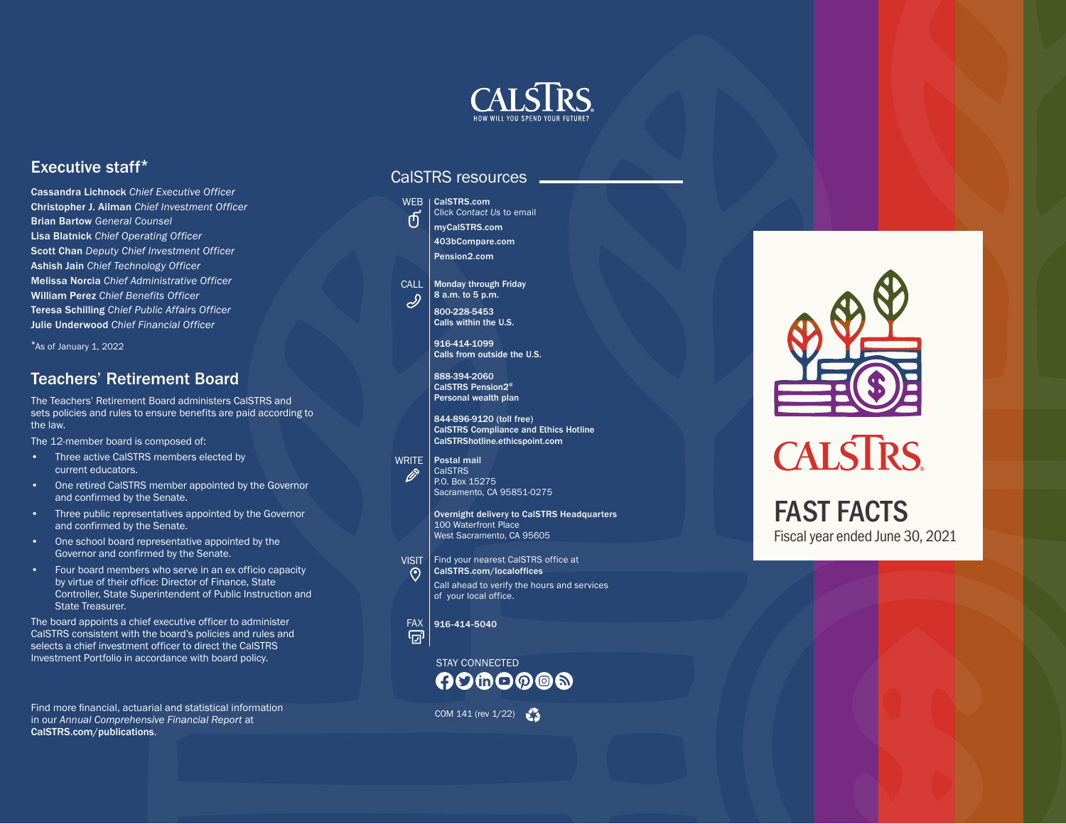## Executive staff*

**Cassandra Lichnock** *Chief Executive Officer*
**Christopher J. Ailman** *Chief Investment Officer*
**Brian Bartow** *General Counsel*
**Lisa Blatnick** *Chief Operating Officer*
**Scott Chan** *Deputy Chief Investment Officer*
**Ashish Jain** *Chief Technology Officer*
**Melissa Norcia** *Chief Administrative Officer*
**William Perez** *Chief Benefits Officer*
**Teresa Schilling** *Chief Public Affairs Officer*
**Julie Underwood** *Chief Financial Officer*

*As of January 1, 2022

## Teachers' Retirement Board

The Teachers' Retirement Board administers CalSTRS and sets policies and rules to ensure benefits are paid according to the law.

The 12-member board is composed of:

- Three active CalSTRS members elected by current educators.
- One retired CalSTRS member appointed by the Governor and confirmed by the Senate.
- Three public representatives appointed by the Governor and confirmed by the Senate.
- One school board representative appointed by the Governor and confirmed by the Senate.
- Four board members who serve in an ex officio capacity by virtue of their office: Director of Finance, State Controller, State Superintendent of Public Instruction and State Treasurer.

The board appoints a chief executive officer to administer CalSTRS consistent with the board's policies and rules and selects a chief investment officer to direct the CalSTRS Investment Portfolio in accordance with board policy.

Find more financial, actuarial and statistical information in our *Annual Comprehensive Financial Report* at **CalSTRS.com/publications**.

CALSTRS
HOW WILL YOU SPEND YOUR FUTURE?

## CalSTRS resources

**WEB**

**CalSTRS.com**
Click *Contact Us* to email

**myCalSTRS.com**

**403bCompare.com**

**Pension2.com**

**CALL**

**Monday through Friday**
**8 a.m. to 5 p.m.**

**800-228-5453**
**Calls within the U.S.**

**916-414-1099**
**Calls from outside the U.S.**

**888-394-2060**
**CalSTRS Pension2®**
**Personal wealth plan**

**844-896-9120 (toll free)**
**CalSTRS Compliance and Ethics Hotline**
**CalSTRShotline.ethicspoint.com**

**WRITE**

**Postal mail**
CalSTRS
P.O. Box 15275
Sacramento, CA 95851-0275

**Overnight delivery to CalSTRS Headquarters**
100 Waterfront Place
West Sacramento, CA 95605

**VISIT**

Find your nearest CalSTRS office at
**CalSTRS.com/localoffices**

Call ahead to verify the hours and services of your local office.

**FAX**

**916-414-5040**

STAY CONNECTED

COM 141 (rev 1/22)

CALSTRS

# FAST FACTS

Fiscal year ended June 30, 2021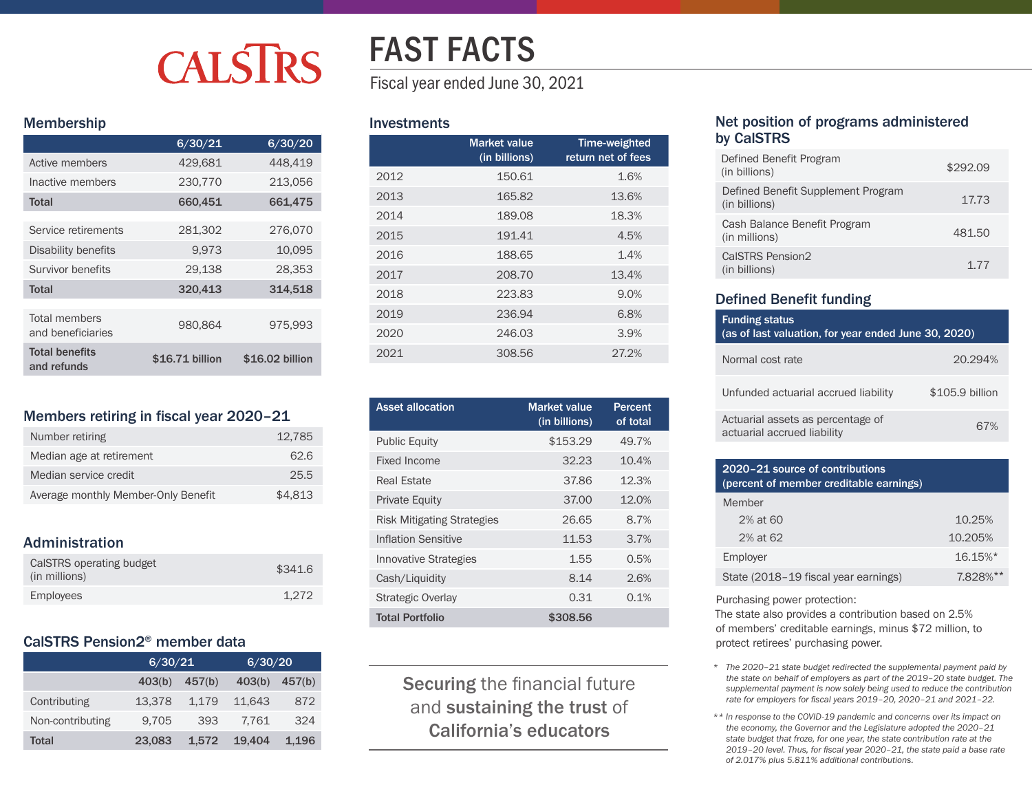# CALSTRS

# FAST FACTS

Fiscal year ended June 30, 2021

## Membership

| | 6/30/21 | 6/30/20 |
|---|---|---|
| Active members | 429,681 | 448,419 |
| Inactive members | 230,770 | 213,056 |
| **Total** | **660,451** | **661,475** |
| Service retirements | 281,302 | 276,070 |
| Disability benefits | 9,973 | 10,095 |
| Survivor benefits | 29,138 | 28,353 |
| **Total** | **320,413** | **314,518** |
| Total members and beneficiaries | 980,864 | 975,993 |
| **Total benefits and refunds** | **$16.71 billion** | **$16.02 billion** |

## Members retiring in fiscal year 2020–21

| | |
|---|---|
| Number retiring | 12,785 |
| Median age at retirement | 62.6 |
| Median service credit | 25.5 |
| Average monthly Member-Only Benefit | $4,813 |

## Administration

| | |
|---|---|
| CalSTRS operating budget (in millions) | $341.6 |
| Employees | 1,272 |

## CalSTRS Pension2® member data

| | 6/30/21 | | 6/30/20 | |
|---|---|---|---|---|
| | 403(b) | 457(b) | 403(b) | 457(b) |
| Contributing | 13,378 | 1,179 | 11,643 | 872 |
| Non-contributing | 9,705 | 393 | 7,761 | 324 |
| **Total** | **23,083** | **1,572** | **19,404** | **1,196** |

## Investments

| | Market value (in billions) | Time-weighted return net of fees |
|---|---|---|
| 2012 | 150.61 | 1.6% |
| 2013 | 165.82 | 13.6% |
| 2014 | 189.08 | 18.3% |
| 2015 | 191.41 | 4.5% |
| 2016 | 188.65 | 1.4% |
| 2017 | 208.70 | 13.4% |
| 2018 | 223.83 | 9.0% |
| 2019 | 236.94 | 6.8% |
| 2020 | 246.03 | 3.9% |
| 2021 | 308.56 | 27.2% |

| Asset allocation | Market value (in billions) | Percent of total |
|---|---|---|
| Public Equity | $153.29 | 49.7% |
| Fixed Income | 32.23 | 10.4% |
| Real Estate | 37.86 | 12.3% |
| Private Equity | 37.00 | 12.0% |
| Risk Mitigating Strategies | 26.65 | 8.7% |
| Inflation Sensitive | 11.53 | 3.7% |
| Innovative Strategies | 1.55 | 0.5% |
| Cash/Liquidity | 8.14 | 2.6% |
| Strategic Overlay | 0.31 | 0.1% |
| **Total Portfolio** | **$308.56** | |

**Securing** the financial future and **sustaining the trust** of California's educators

## Net position of programs administered by CalSTRS

| | |
|---|---|
| Defined Benefit Program (in billions) | $292.09 |
| Defined Benefit Supplement Program (in billions) | 17.73 |
| Cash Balance Benefit Program (in millions) | 481.50 |
| CalSTRS Pension2 (in billions) | 1.77 |

## Defined Benefit funding

| Funding status (as of last valuation, for year ended June 30, 2020) | |
|---|---|
| Normal cost rate | 20.294% |
| Unfunded actuarial accrued liability | $105.9 billion |
| Actuarial assets as percentage of actuarial accrued liability | 67% |

| 2020–21 source of contributions (percent of member creditable earnings) | |
|---|---|
| Member | |
| 2% at 60 | 10.25% |
| 2% at 62 | 10.205% |
| Employer | 16.15%* |
| State (2018–19 fiscal year earnings) | 7.828%** |

Purchasing power protection:
The state also provides a contribution based on 2.5% of members' creditable earnings, minus $72 million, to protect retirees' purchasing power.

\* *The 2020–21 state budget redirected the supplemental payment paid by the state on behalf of employers as part of the 2019–20 state budget. The supplemental payment is now solely being used to reduce the contribution rate for employers for fiscal years 2019–20, 2020–21 and 2021–22.*

\*\* *In response to the COVID-19 pandemic and concerns over its impact on the economy, the Governor and the Legislature adopted the 2020–21 state budget that froze, for one year, the state contribution rate at the 2019–20 level. Thus, for fiscal year 2020–21, the state paid a base rate of 2.017% plus 5.811% additional contributions.*